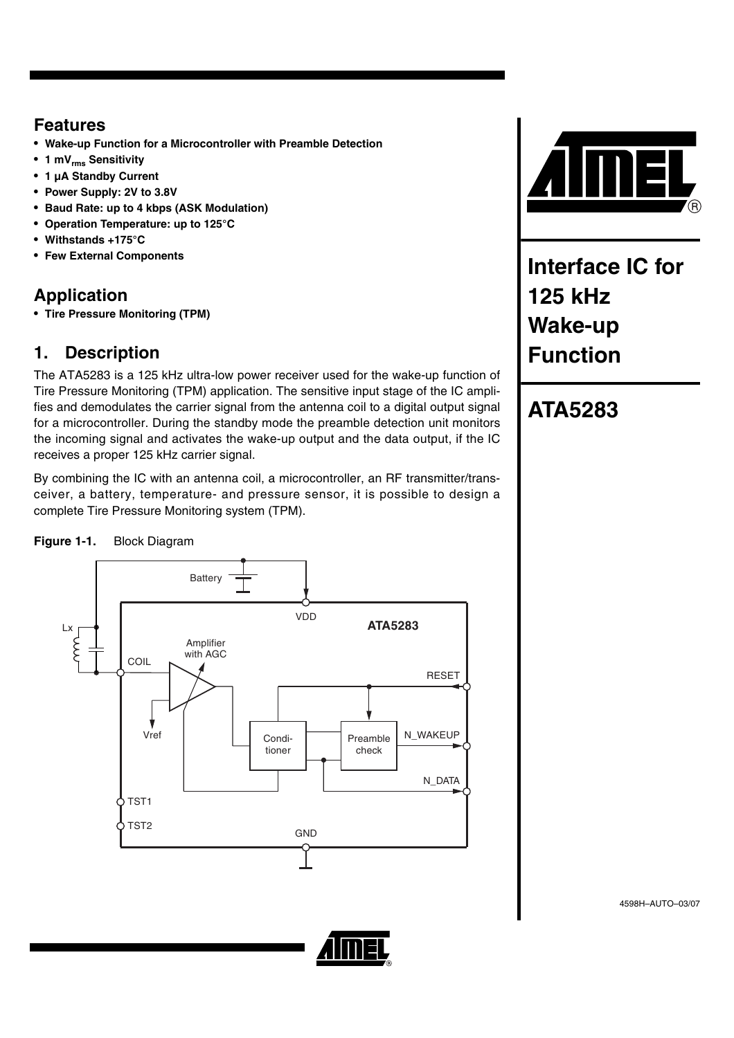# Interface IC for 125 kHz Wake-up Function

# ATA5283

## Features

- **Wake-up Function for a Microcontroller with Preamble Detection**
- **1 $mV_{rms}$ Sensitivity**
- **1 µA Standby Current**
- **Power Supply: 2V to 3.8V**
- **Baud Rate: up to 4 kbps (ASK Modulation)**
- **Operation Temperature: up to 125°C**
- **Withstands +175°C**
- **Few External Components**

## Application

- **Tire Pressure Monitoring (TPM)**

## 1. Description

The ATA5283 is a 125 kHz ultra-low power receiver used for the wake-up function of Tire Pressure Monitoring (TPM) application. The sensitive input stage of the IC amplifies and demodulates the carrier signal from the antenna coil to a digital output signal for a microcontroller. During the standby mode the preamble detection unit monitors the incoming signal and activates the wake-up output and the data output, if the IC receives a proper 125 kHz carrier signal.

By combining the IC with an antenna coil, a microcontroller, an RF transmitter/transceiver, a battery, temperature- and pressure sensor, it is possible to design a complete Tire Pressure Monitoring system (TPM).

**Figure 1-1.** Block Diagram

4598H–AUTO–03/07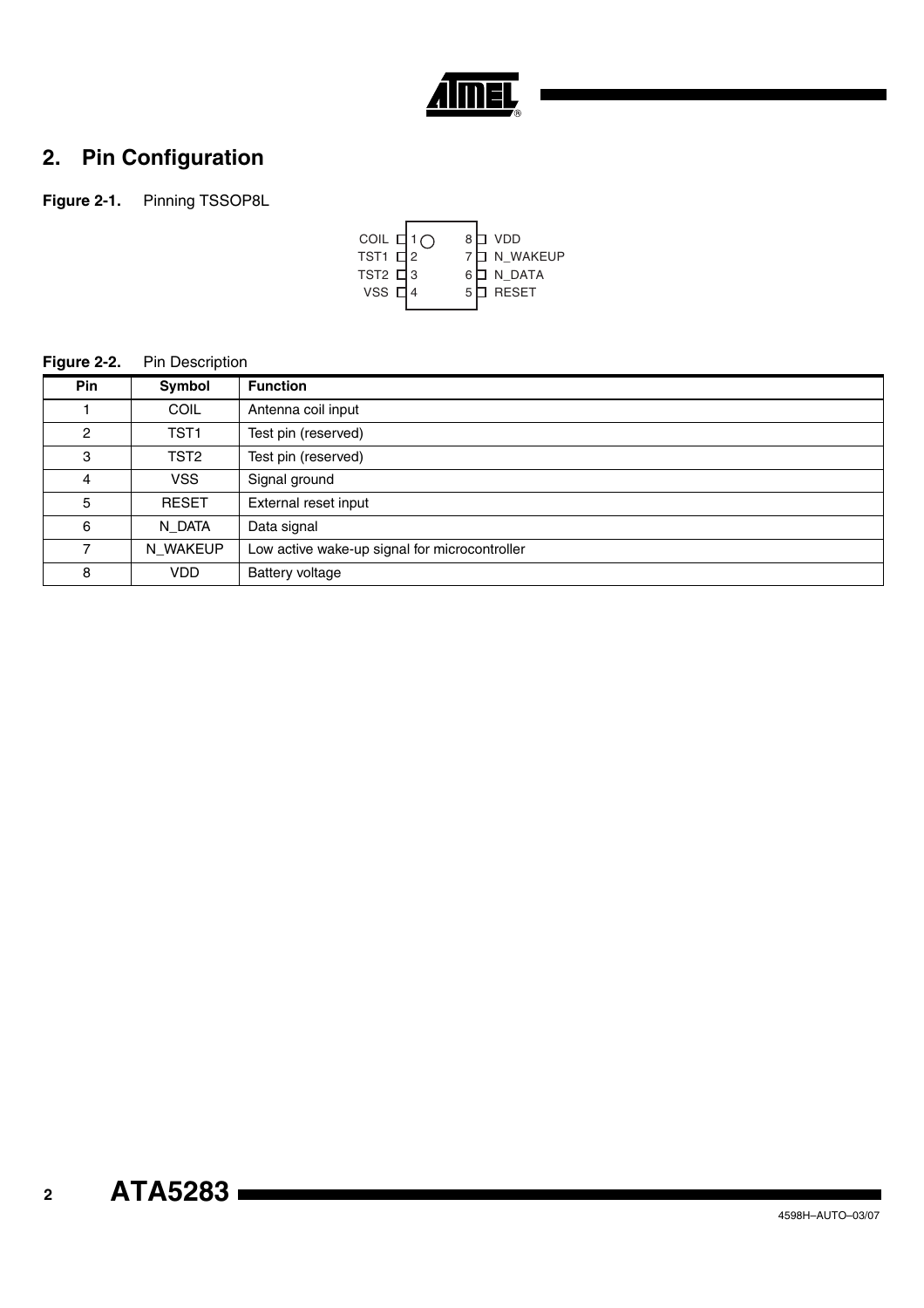## 2. Pin Configuration

**Figure 2-1.** Pinning TSSOP8L

| Pin | Left | Right | Pin |
|---|---|---|---|
| 1 | COIL | VDD | 8 |
| 2 | TST1 | N_WAKEUP | 7 |
| 3 | TST2 | N_DATA | 6 |
| 4 | VSS | RESET | 5 |

**Figure 2-2.** Pin Description

| Pin | Symbol | Function |
|---|---|---|
| 1 | COIL | Antenna coil input |
| 2 | TST1 | Test pin (reserved) |
| 3 | TST2 | Test pin (reserved) |
| 4 | VSS | Signal ground |
| 5 | RESET | External reset input |
| 6 | N_DATA | Data signal |
| 7 | N_WAKEUP | Low active wake-up signal for microcontroller |
| 8 | VDD | Battery voltage |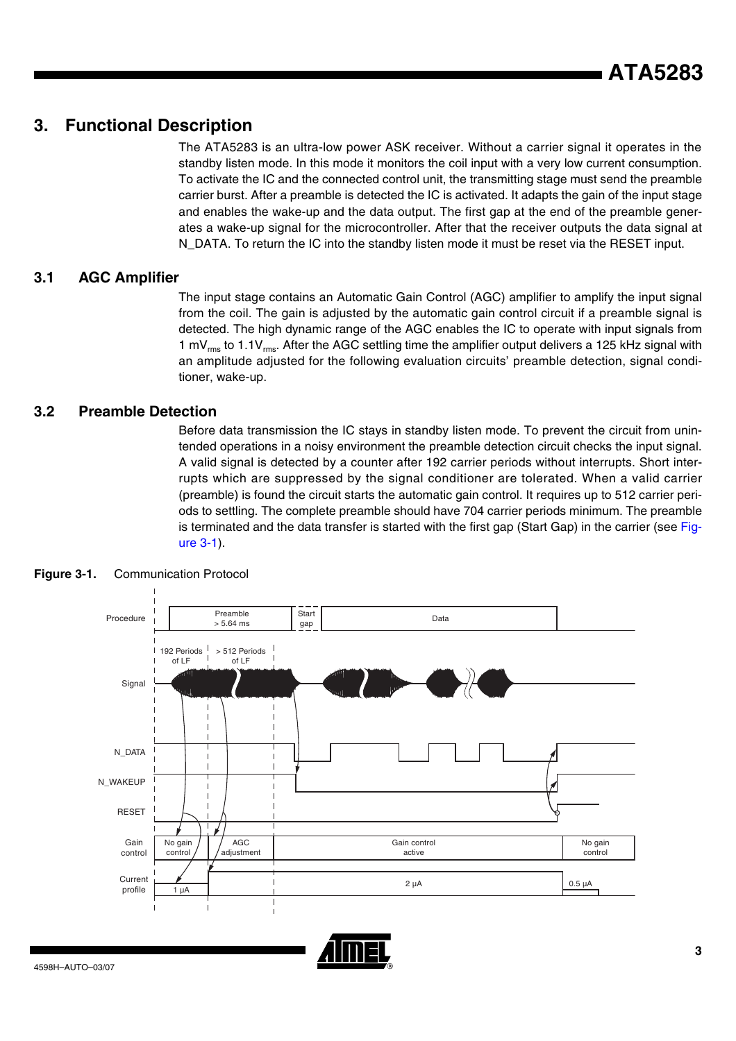## 3. Functional Description

The ATA5283 is an ultra-low power ASK receiver. Without a carrier signal it operates in the standby listen mode. In this mode it monitors the coil input with a very low current consumption. To activate the IC and the connected control unit, the transmitting stage must send the preamble carrier burst. After a preamble is detected the IC is activated. It adapts the gain of the input stage and enables the wake-up and the data output. The first gap at the end of the preamble generates a wake-up signal for the microcontroller. After that the receiver outputs the data signal at N_DATA. To return the IC into the standby listen mode it must be reset via the RESET input.

### 3.1 AGC Amplifier

The input stage contains an Automatic Gain Control (AGC) amplifier to amplify the input signal from the coil. The gain is adjusted by the automatic gain control circuit if a preamble signal is detected. The high dynamic range of the AGC enables the IC to operate with input signals from 1 $mV_{rms}$ to 1.1$V_{rms}$. After the AGC settling time the amplifier output delivers a 125 kHz signal with an amplitude adjusted for the following evaluation circuits' preamble detection, signal conditioner, wake-up.

### 3.2 Preamble Detection

Before data transmission the IC stays in standby listen mode. To prevent the circuit from unintended operations in a noisy environment the preamble detection circuit checks the input signal. A valid signal is detected by a counter after 192 carrier periods without interrupts. Short interrupts which are suppressed by the signal conditioner are tolerated. When a valid carrier (preamble) is found the circuit starts the automatic gain control. It requires up to 512 carrier periods to settling. The complete preamble should have 704 carrier periods minimum. The preamble is terminated and the data transfer is started with the first gap (Start Gap) in the carrier (see Figure 3-1).

**Figure 3-1.** Communication Protocol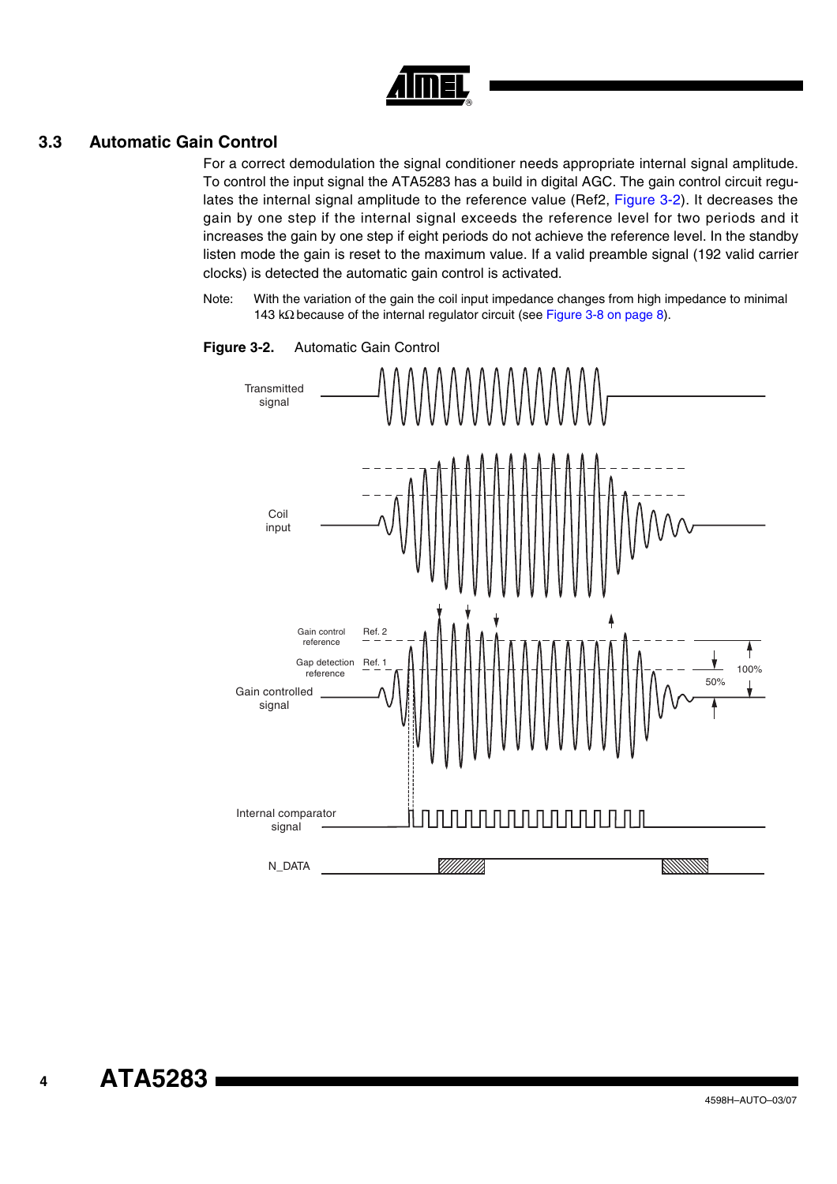## 3.3 Automatic Gain Control

For a correct demodulation the signal conditioner needs appropriate internal signal amplitude. To control the input signal the ATA5283 has a build in digital AGC. The gain control circuit regulates the internal signal amplitude to the reference value (Ref2, Figure 3-2). It decreases the gain by one step if the internal signal exceeds the reference level for two periods and it increases the gain by one step if eight periods do not achieve the reference level. In the standby listen mode the gain is reset to the maximum value. If a valid preamble signal (192 valid carrier clocks) is detected the automatic gain control is activated.

Note: With the variation of the gain the coil input impedance changes from high impedance to minimal 143 kΩ because of the internal regulator circuit (see Figure 3-8 on page 8).

**Figure 3-2.** Automatic Gain Control

Transmitted signal

Coil input

Gain control reference — Ref. 2

Gap detection reference — Ref. 1

Gain controlled signal

100%

50%

Internal comparator signal

N_DATA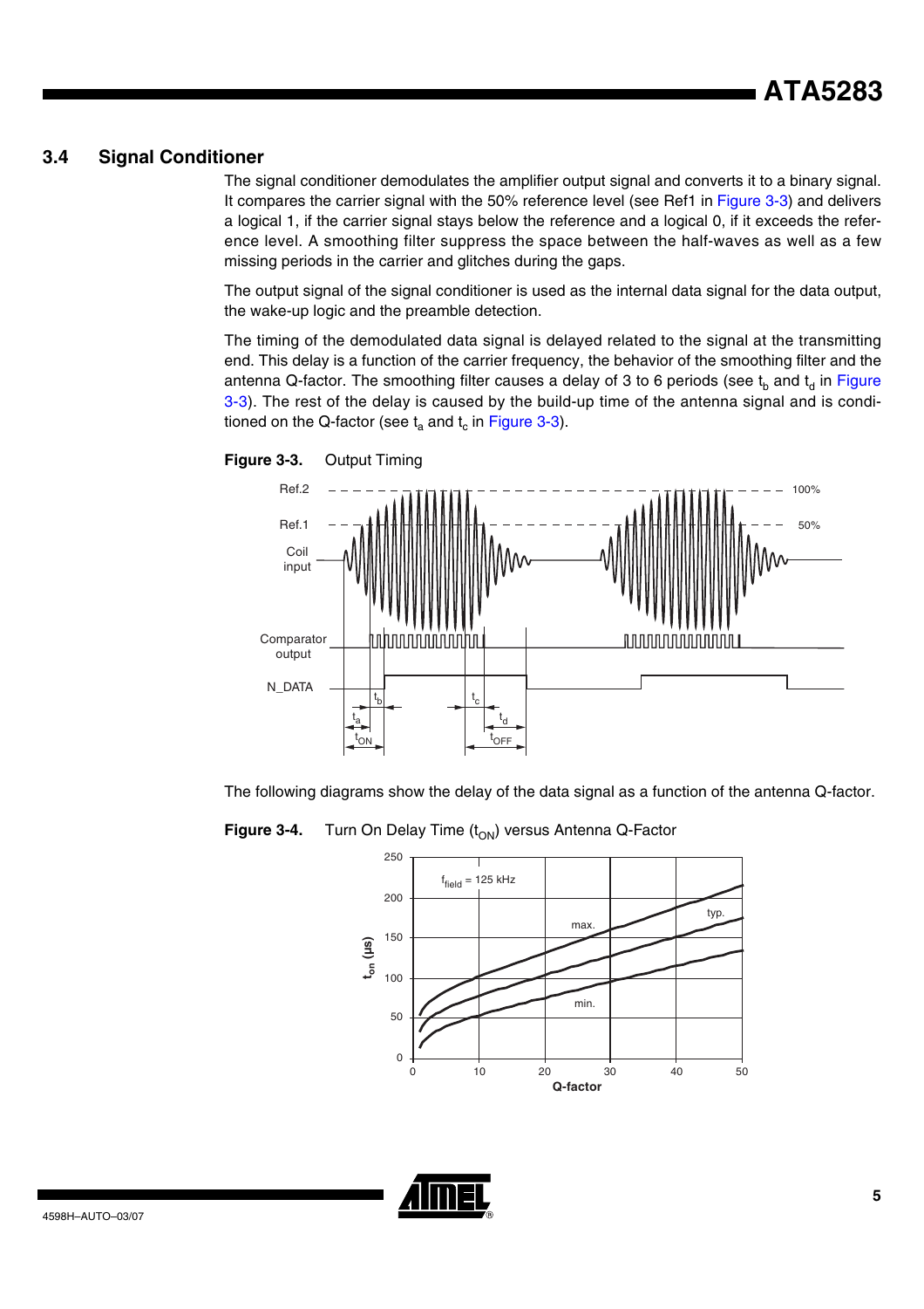## 3.4 Signal Conditioner

The signal conditioner demodulates the amplifier output signal and converts it to a binary signal. It compares the carrier signal with the 50% reference level (see Ref1 in Figure 3-3) and delivers a logical 1, if the carrier signal stays below the reference and a logical 0, if it exceeds the reference level. A smoothing filter suppress the space between the half-waves as well as a few missing periods in the carrier and glitches during the gaps.

The output signal of the signal conditioner is used as the internal data signal for the data output, the wake-up logic and the preamble detection.

The timing of the demodulated data signal is delayed related to the signal at the transmitting end. This delay is a function of the carrier frequency, the behavior of the smoothing filter and the antenna Q-factor. The smoothing filter causes a delay of 3 to 6 periods (see $t_b$ and $t_d$ in Figure 3-3). The rest of the delay is caused by the build-up time of the antenna signal and is conditioned on the Q-factor (see $t_a$ and $t_c$ in Figure 3-3).

**Figure 3-3.** Output Timing

The following diagrams show the delay of the data signal as a function of the antenna Q-factor.

**Figure 3-4.** Turn On Delay Time ($t_{ON}$) versus Antenna Q-Factor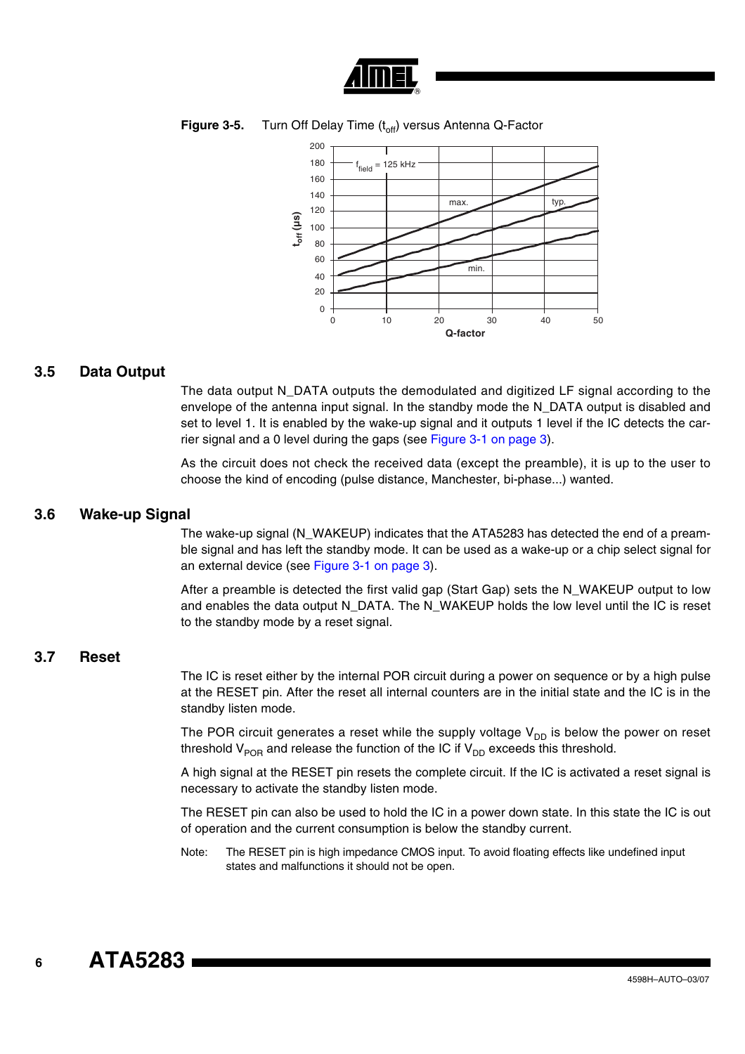**Figure 3-5.** Turn Off Delay Time ($t_{off}$) versus Antenna Q-Factor

## 3.5 Data Output

The data output N_DATA outputs the demodulated and digitized LF signal according to the envelope of the antenna input signal. In the standby mode the N_DATA output is disabled and set to level 1. It is enabled by the wake-up signal and it outputs 1 level if the IC detects the carrier signal and a 0 level during the gaps (see Figure 3-1 on page 3).

As the circuit does not check the received data (except the preamble), it is up to the user to choose the kind of encoding (pulse distance, Manchester, bi-phase...) wanted.

## 3.6 Wake-up Signal

The wake-up signal (N_WAKEUP) indicates that the ATA5283 has detected the end of a preamble signal and has left the standby mode. It can be used as a wake-up or a chip select signal for an external device (see Figure 3-1 on page 3).

After a preamble is detected the first valid gap (Start Gap) sets the N_WAKEUP output to low and enables the data output N_DATA. The N_WAKEUP holds the low level until the IC is reset to the standby mode by a reset signal.

## 3.7 Reset

The IC is reset either by the internal POR circuit during a power on sequence or by a high pulse at the RESET pin. After the reset all internal counters are in the initial state and the IC is in the standby listen mode.

The POR circuit generates a reset while the supply voltage $V_{DD}$ is below the power on reset threshold $V_{POR}$ and release the function of the IC if $V_{DD}$ exceeds this threshold.

A high signal at the RESET pin resets the complete circuit. If the IC is activated a reset signal is necessary to activate the standby listen mode.

The RESET pin can also be used to hold the IC in a power down state. In this state the IC is out of operation and the current consumption is below the standby current.

Note: The RESET pin is high impedance CMOS input. To avoid floating effects like undefined input states and malfunctions it should not be open.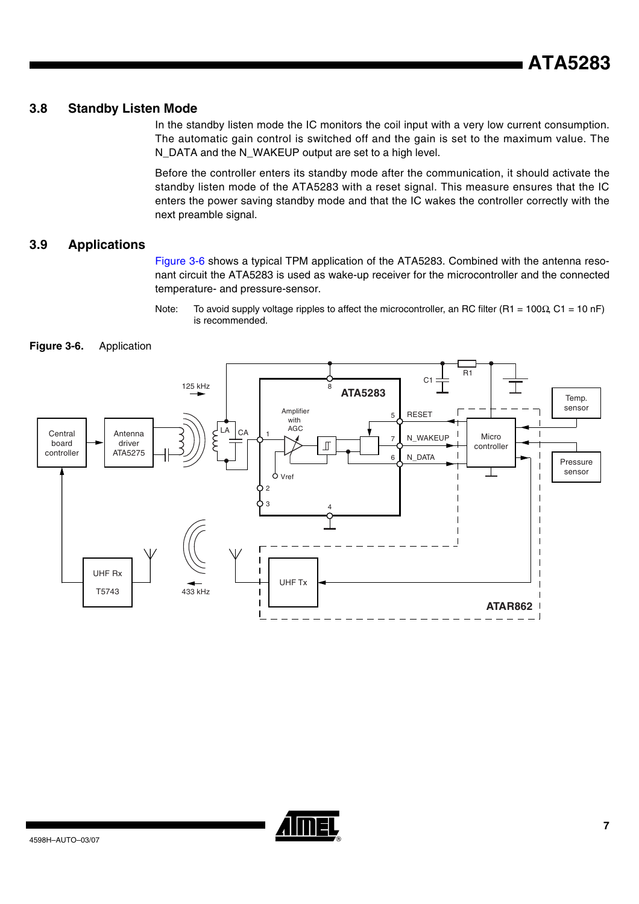## 3.8 Standby Listen Mode

In the standby listen mode the IC monitors the coil input with a very low current consumption. The automatic gain control is switched off and the gain is set to the maximum value. The N_DATA and the N_WAKEUP output are set to a high level.

Before the controller enters its standby mode after the communication, it should activate the standby listen mode of the ATA5283 with a reset signal. This measure ensures that the IC enters the power saving standby mode and that the IC wakes the controller correctly with the next preamble signal.

## 3.9 Applications

Figure 3-6 shows a typical TPM application of the ATA5283. Combined with the antenna resonant circuit the ATA5283 is used as wake-up receiver for the microcontroller and the connected temperature- and pressure-sensor.

Note: To avoid supply voltage ripples to affect the microcontroller, an RC filter (R1 = 100Ω, C1 = 10 nF) is recommended.

**Figure 3-6.** Application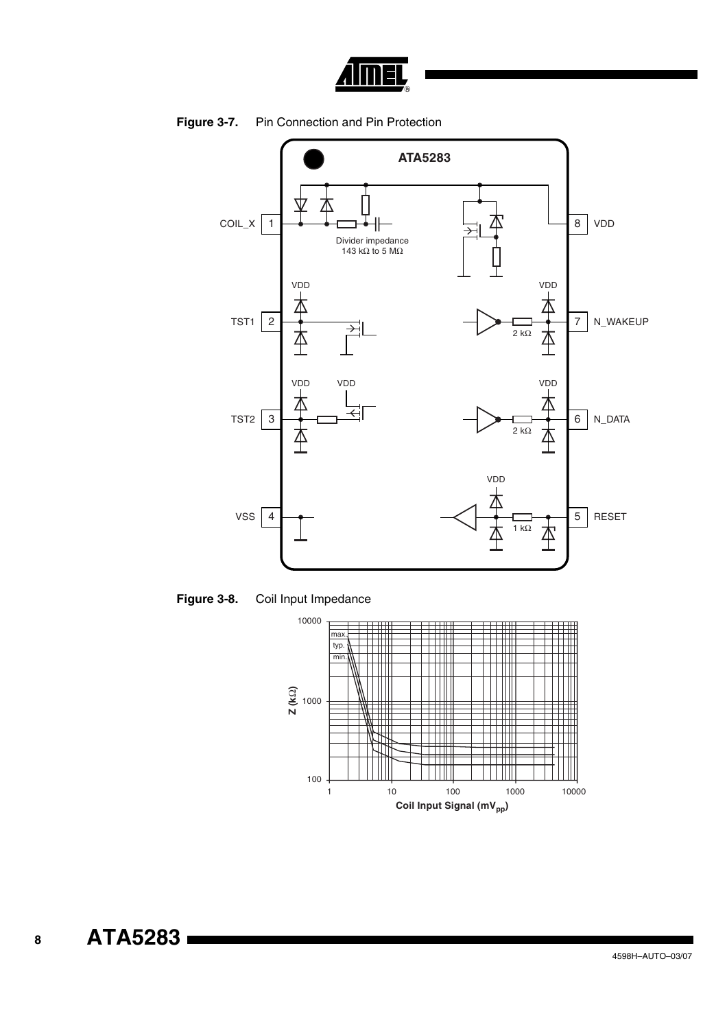**Figure 3-7.** Pin Connection and Pin Protection

**Figure 3-8.** Coil Input Impedance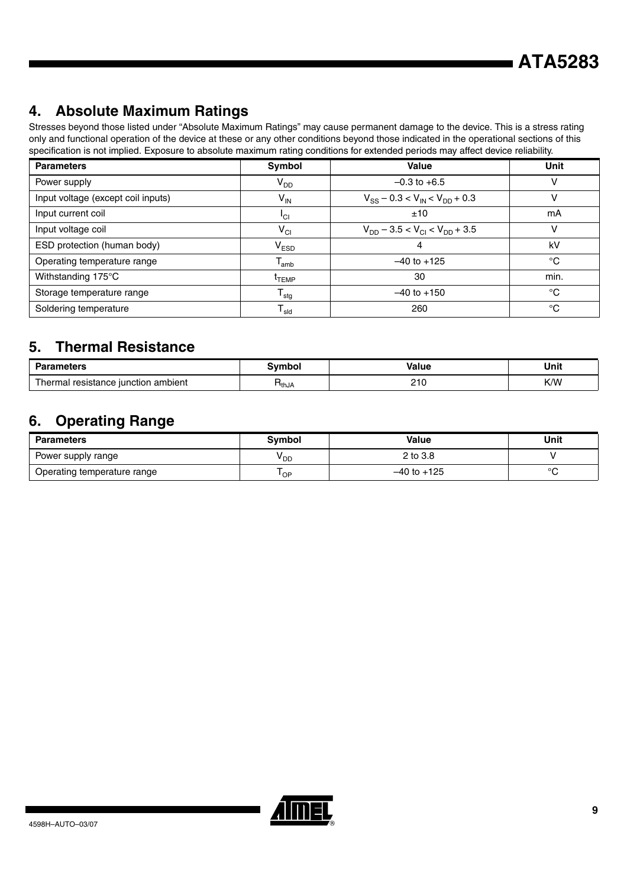## 4. Absolute Maximum Ratings

Stresses beyond those listed under “Absolute Maximum Ratings” may cause permanent damage to the device. This is a stress rating only and functional operation of the device at these or any other conditions beyond those indicated in the operational sections of this specification is not implied. Exposure to absolute maximum rating conditions for extended periods may affect device reliability.

| Parameters | Symbol | Value | Unit |
|---|---|---|---|
| Power supply | $V_{DD}$ | –0.3 to +6.5 | V |
| Input voltage (except coil inputs) | $V_{IN}$ | $V_{SS} - 0.3 < V_{IN} < V_{DD} + 0.3$ | V |
| Input current coil | $I_{CI}$ | ±10 | mA |
| Input voltage coil | $V_{CI}$ | $V_{DD} - 3.5 < V_{CI} < V_{DD} + 3.5$ | V |
| ESD protection (human body) | $V_{ESD}$ | 4 | kV |
| Operating temperature range | $T_{amb}$ | –40 to +125 | °C |
| Withstanding 175°C | $t_{TEMP}$ | 30 | min. |
| Storage temperature range | $T_{stg}$ | –40 to +150 | °C |
| Soldering temperature | $T_{sld}$ | 260 | °C |

## 5. Thermal Resistance

| Parameters | Symbol | Value | Unit |
|---|---|---|---|
| Thermal resistance junction ambient | $R_{thJA}$ | 210 | K/W |

## 6. Operating Range

| Parameters | Symbol | Value | Unit |
|---|---|---|---|
| Power supply range | $V_{DD}$ | 2 to 3.8 | V |
| Operating temperature range | $T_{OP}$ | –40 to +125 | °C |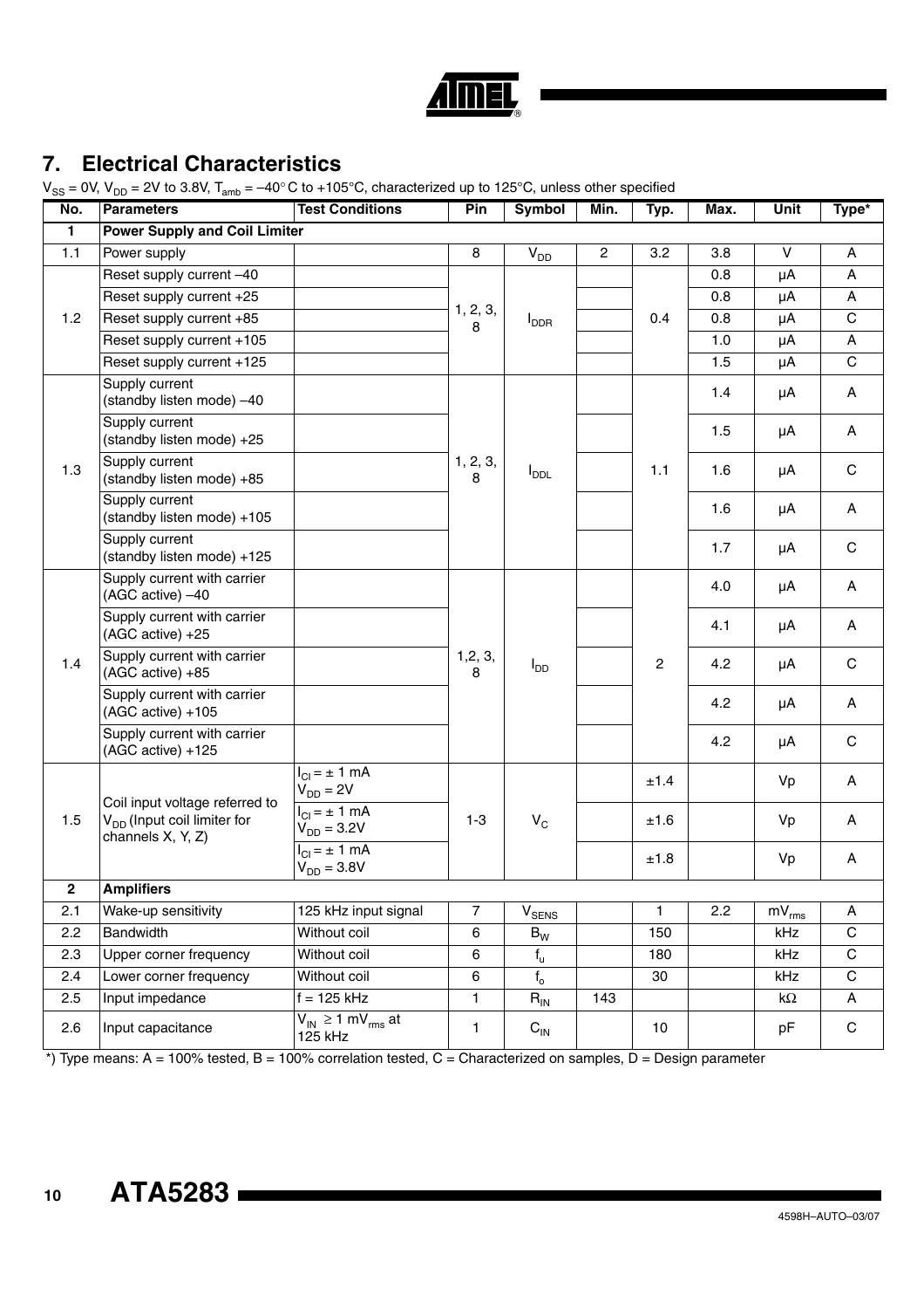## 7. Electrical Characteristics

$V_{SS}$ = 0V, $V_{DD}$ = 2V to 3.8V, $T_{amb}$ = –40° C to +105°C, characterized up to 125°C, unless other specified

| No. | Parameters | Test Conditions | Pin | Symbol | Min. | Typ. | Max. | Unit | Type* |
|---|---|---|---|---|---|---|---|---|---|
| **1** | **Power Supply and Coil Limiter** | | | | | | | | |
| 1.1 | Power supply | | 8 | $V_{DD}$ | 2 | 3.2 | 3.8 | V | A |
| 1.2 | Reset supply current –40 | | 1, 2, 3, 8 | $I_{DDR}$ | | 0.4 | 0.8 | µA | A |
| | Reset supply current +25 | | | | | | 0.8 | µA | A |
| | Reset supply current +85 | | | | | | 0.8 | µA | C |
| | Reset supply current +105 | | | | | | 1.0 | µA | A |
| | Reset supply current +125 | | | | | | 1.5 | µA | C |
| 1.3 | Supply current (standby listen mode) –40 | | 1, 2, 3, 8 | $I_{DDL}$ | | 1.1 | 1.4 | µA | A |
| | Supply current (standby listen mode) +25 | | | | | | 1.5 | µA | A |
| | Supply current (standby listen mode) +85 | | | | | | 1.6 | µA | C |
| | Supply current (standby listen mode) +105 | | | | | | 1.6 | µA | A |
| | Supply current (standby listen mode) +125 | | | | | | 1.7 | µA | C |
| 1.4 | Supply current with carrier (AGC active) –40 | | 1,2, 3, 8 | $I_{DD}$ | | 2 | 4.0 | µA | A |
| | Supply current with carrier (AGC active) +25 | | | | | | 4.1 | µA | A |
| | Supply current with carrier (AGC active) +85 | | | | | | 4.2 | µA | C |
| | Supply current with carrier (AGC active) +105 | | | | | | 4.2 | µA | A |
| | Supply current with carrier (AGC active) +125 | | | | | | 4.2 | µA | C |
| 1.5 | Coil input voltage referred to $V_{DD}$ (Input coil limiter for channels X, Y, Z) | $I_{CI}$ = ± 1 mA $V_{DD}$ = 2V | 1-3 | $V_C$ | | ±1.4 | | Vp | A |
| | | $I_{CI}$ = ± 1 mA $V_{DD}$ = 3.2V | | | | ±1.6 | | Vp | A |
| | | $I_{CI}$ = ± 1 mA $V_{DD}$ = 3.8V | | | | ±1.8 | | Vp | A |
| **2** | **Amplifiers** | | | | | | | | |
| 2.1 | Wake-up sensitivity | 125 kHz input signal | 7 | $V_{SENS}$ | | 1 | 2.2 | $mV_{rms}$ | A |
| 2.2 | Bandwidth | Without coil | 6 | $B_W$ | | 150 | | kHz | C |
| 2.3 | Upper corner frequency | Without coil | 6 | $f_u$ | | 180 | | kHz | C |
| 2.4 | Lower corner frequency | Without coil | 6 | $f_o$ | | 30 | | kHz | C |
| 2.5 | Input impedance | f = 125 kHz | 1 | $R_{IN}$ | 143 | | | kΩ | A |
| 2.6 | Input capacitance | $V_{IN}$ ≥ 1 $mV_{rms}$ at 125 kHz | 1 | $C_{IN}$ | | 10 | | pF | C |

*) Type means: A = 100% tested, B = 100% correlation tested, C = Characterized on samples, D = Design parameter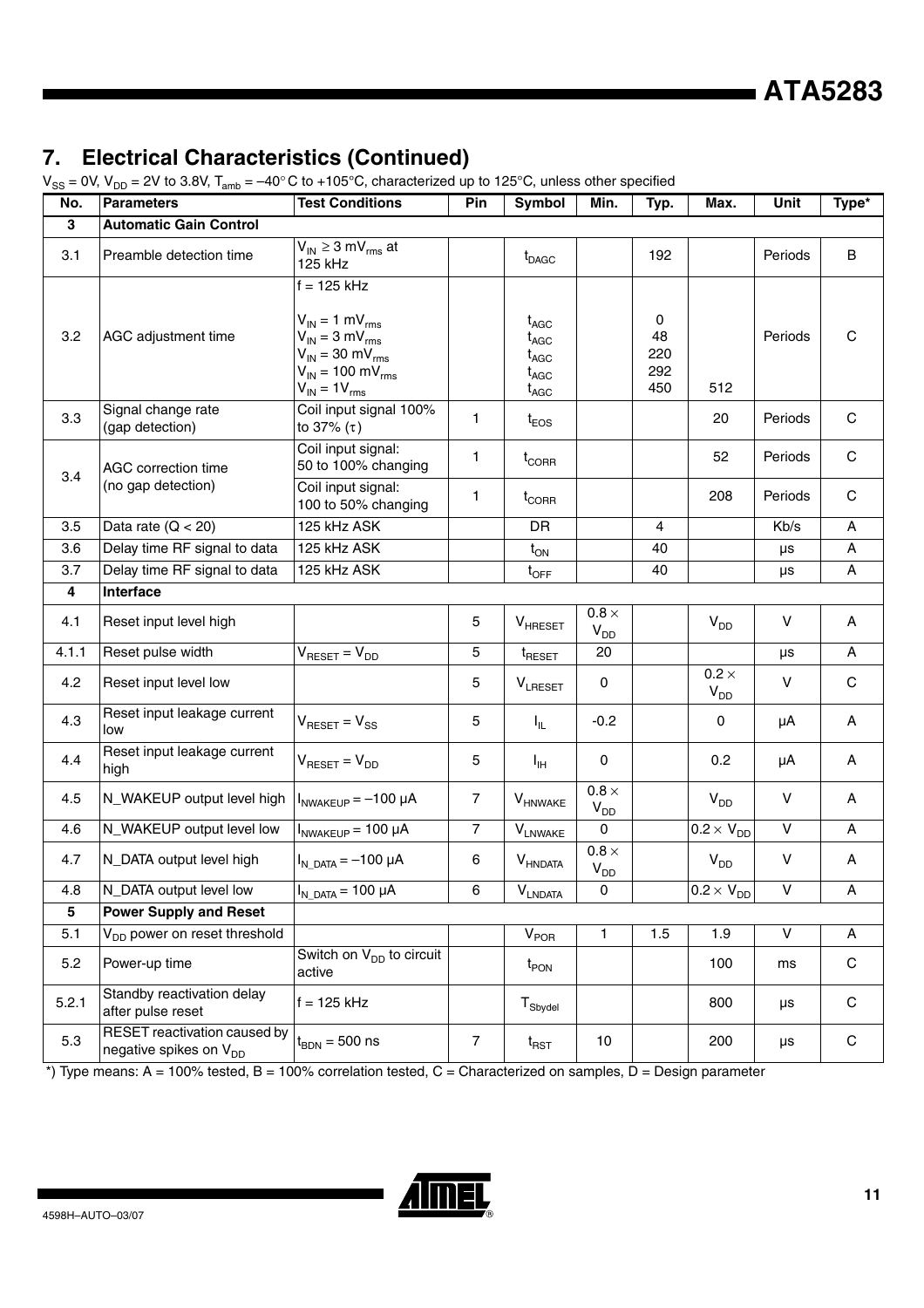## 7. Electrical Characteristics (Continued)

$V_{SS}$ = 0V, $V_{DD}$ = 2V to 3.8V, $T_{amb}$ = –40° C to +105°C, characterized up to 125°C, unless other specified

| No. | Parameters | Test Conditions | Pin | Symbol | Min. | Typ. | Max. | Unit | Type* |
|---|---|---|---|---|---|---|---|---|---|
| **3** | **Automatic Gain Control** | | | | | | | | |
| 3.1 | Preamble detection time | $V_{IN} \geq 3$ $mV_{rms}$ at 125 kHz | | $t_{DAGC}$ | | 192 | | Periods | B |
| 3.2 | AGC adjustment time | f = 125 kHz<br><br>$V_{IN}$ = 1 $mV_{rms}$<br>$V_{IN}$ = 3 $mV_{rms}$<br>$V_{IN}$ = 30 $mV_{rms}$<br>$V_{IN}$ = 100 $mV_{rms}$<br>$V_{IN}$ = 1$V_{rms}$ | | <br><br>$t_{AGC}$<br>$t_{AGC}$<br>$t_{AGC}$<br>$t_{AGC}$<br>$t_{AGC}$ | | <br><br>0<br>48<br>220<br>292<br>450 | <br><br><br><br><br><br>512 | Periods | C |
| 3.3 | Signal change rate (gap detection) | Coil input signal 100% to 37% (τ) | 1 | $t_{EOS}$ | | | 20 | Periods | C |
| 3.4 | AGC correction time (no gap detection) | Coil input signal: 50 to 100% changing | 1 | $t_{CORR}$ | | | 52 | Periods | C |
| | | Coil input signal: 100 to 50% changing | 1 | $t_{CORR}$ | | | 208 | Periods | C |
| 3.5 | Data rate (Q < 20) | 125 kHz ASK | | DR | | 4 | | Kb/s | A |
| 3.6 | Delay time RF signal to data | 125 kHz ASK | | $t_{ON}$ | | 40 | | µs | A |
| 3.7 | Delay time RF signal to data | 125 kHz ASK | | $t_{OFF}$ | | 40 | | µs | A |
| **4** | **Interface** | | | | | | | | |
| 4.1 | Reset input level high | | 5 | $V_{HRESET}$ | 0.8 × $V_{DD}$ | | $V_{DD}$ | V | A |
| 4.1.1 | Reset pulse width | $V_{RESET}$ = $V_{DD}$ | 5 | $t_{RESET}$ | 20 | | | µs | A |
| 4.2 | Reset input level low | | 5 | $V_{LRESET}$ | 0 | | 0.2 × $V_{DD}$ | V | C |
| 4.3 | Reset input leakage current low | $V_{RESET}$ = $V_{SS}$ | 5 | $I_{IL}$ | -0.2 | | 0 | µA | A |
| 4.4 | Reset input leakage current high | $V_{RESET}$ = $V_{DD}$ | 5 | $I_{IH}$ | 0 | | 0.2 | µA | A |
| 4.5 | N_WAKEUP output level high | $I_{NWAKEUP}$ = –100 µA | 7 | $V_{HNWAKE}$ | 0.8 × $V_{DD}$ | | $V_{DD}$ | V | A |
| 4.6 | N_WAKEUP output level low | $I_{NWAKEUP}$ = 100 µA | 7 | $V_{LNWAKE}$ | 0 | | 0.2 × $V_{DD}$ | V | A |
| 4.7 | N_DATA output level high | $I_{N\_DATA}$ = –100 µA | 6 | $V_{HNDATA}$ | 0.8 × $V_{DD}$ | | $V_{DD}$ | V | A |
| 4.8 | N_DATA output level low | $I_{N\_DATA}$ = 100 µA | 6 | $V_{LNDATA}$ | 0 | | 0.2 × $V_{DD}$ | V | A |
| **5** | **Power Supply and Reset** | | | | | | | | |
| 5.1 | $V_{DD}$ power on reset threshold | | | $V_{POR}$ | 1 | 1.5 | 1.9 | V | A |
| 5.2 | Power-up time | Switch on $V_{DD}$ to circuit active | | $t_{PON}$ | | | 100 | ms | C |
| 5.2.1 | Standby reactivation delay after pulse reset | f = 125 kHz | | $T_{Sbydel}$ | | | 800 | µs | C |
| 5.3 | RESET reactivation caused by negative spikes on $V_{DD}$ | $t_{BDN}$ = 500 ns | 7 | $t_{RST}$ | 10 | | 200 | µs | C |

*) Type means: A = 100% tested, B = 100% correlation tested, C = Characterized on samples, D = Design parameter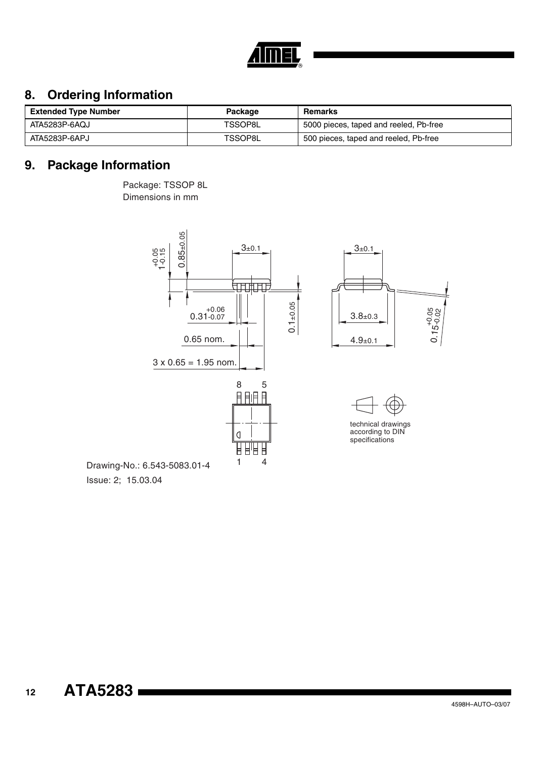## 8. Ordering Information

| Extended Type Number | Package | Remarks |
|---|---|---|
| ATA5283P-6AQJ | TSSOP8L | 5000 pieces, taped and reeled, Pb-free |
| ATA5283P-6APJ | TSSOP8L | 500 pieces, taped and reeled, Pb-free |

## 9. Package Information

Package: TSSOP 8L
Dimensions in mm

Drawing-No.: 6.543-5083.01-4
Issue: 2; 15.03.04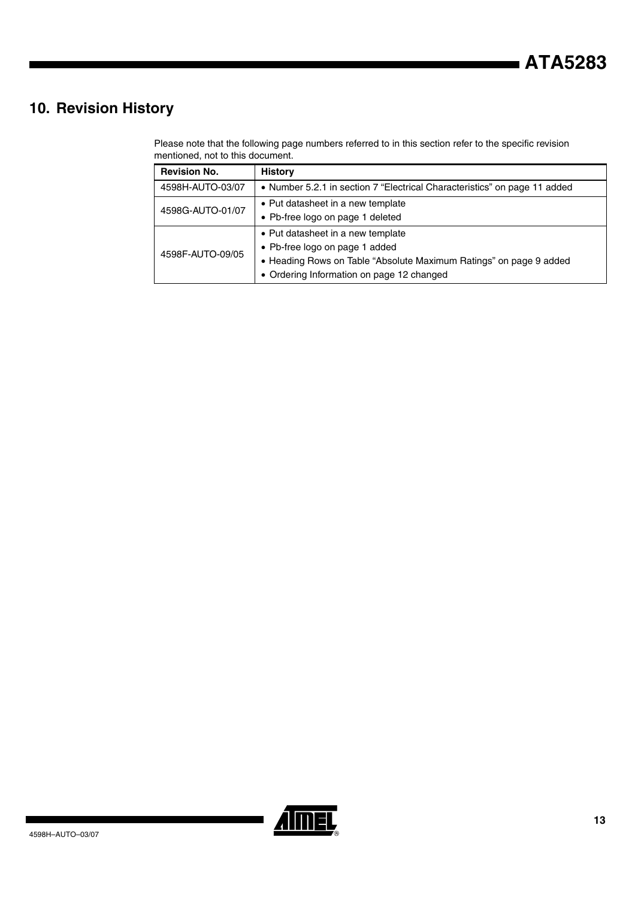## 10. Revision History

Please note that the following page numbers referred to in this section refer to the specific revision mentioned, not to this document.

| Revision No. | History |
|---|---|
| 4598H-AUTO-03/07 | • Number 5.2.1 in section 7 “Electrical Characteristics” on page 11 added |
| 4598G-AUTO-01/07 | • Put datasheet in a new template<br>• Pb-free logo on page 1 deleted |
| 4598F-AUTO-09/05 | • Put datasheet in a new template<br>• Pb-free logo on page 1 added<br>• Heading Rows on Table “Absolute Maximum Ratings” on page 9 added<br>• Ordering Information on page 12 changed |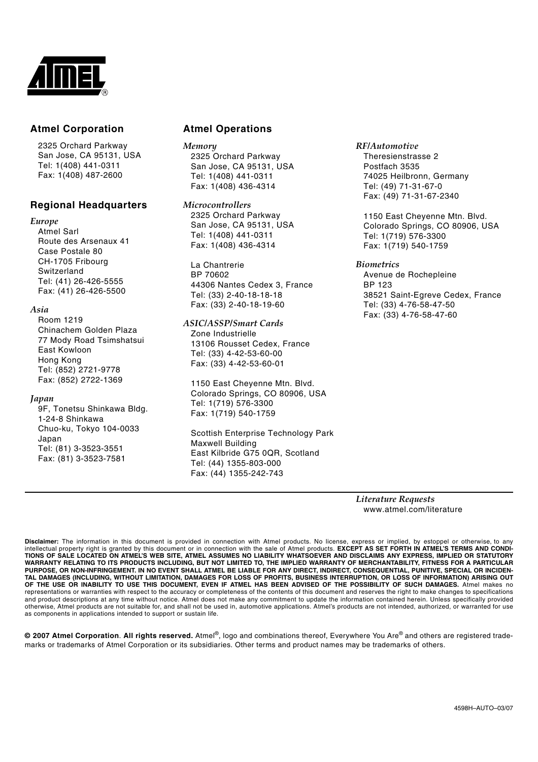## Atmel Corporation

2325 Orchard Parkway
San Jose, CA 95131, USA
Tel: 1(408) 441-0311
Fax: 1(408) 487-2600

## Regional Headquarters

*Europe*
Atmel Sarl
Route des Arsenaux 41
Case Postale 80
CH-1705 Fribourg
Switzerland
Tel: (41) 26-426-5555
Fax: (41) 26-426-5500

*Asia*
Room 1219
Chinachem Golden Plaza
77 Mody Road Tsimshatsui
East Kowloon
Hong Kong
Tel: (852) 2721-9778
Fax: (852) 2722-1369

*Japan*
9F, Tonetsu Shinkawa Bldg.
1-24-8 Shinkawa
Chuo-ku, Tokyo 104-0033
Japan
Tel: (81) 3-3523-3551
Fax: (81) 3-3523-7581

## Atmel Operations

*Memory*
2325 Orchard Parkway
San Jose, CA 95131, USA
Tel: 1(408) 441-0311
Fax: 1(408) 436-4314

*Microcontrollers*
2325 Orchard Parkway
San Jose, CA 95131, USA
Tel: 1(408) 441-0311
Fax: 1(408) 436-4314

La Chantrerie
BP 70602
44306 Nantes Cedex 3, France
Tel: (33) 2-40-18-18-18
Fax: (33) 2-40-18-19-60

*ASIC/ASSP/Smart Cards*
Zone Industrielle
13106 Rousset Cedex, France
Tel: (33) 4-42-53-60-00
Fax: (33) 4-42-53-60-01

1150 East Cheyenne Mtn. Blvd.
Colorado Springs, CO 80906, USA
Tel: 1(719) 576-3300
Fax: 1(719) 540-1759

Scottish Enterprise Technology Park
Maxwell Building
East Kilbride G75 0QR, Scotland
Tel: (44) 1355-803-000
Fax: (44) 1355-242-743

*RF/Automotive*
Theresienstrasse 2
Postfach 3535
74025 Heilbronn, Germany
Tel: (49) 71-31-67-0
Fax: (49) 71-31-67-2340

1150 East Cheyenne Mtn. Blvd.
Colorado Springs, CO 80906, USA
Tel: 1(719) 576-3300
Fax: 1(719) 540-1759

*Biometrics*
Avenue de Rochepleine
BP 123
38521 Saint-Egreve Cedex, France
Tel: (33) 4-76-58-47-50
Fax: (33) 4-76-58-47-60

*Literature Requests*
www.atmel.com/literature

**Disclaimer:** The information in this document is provided in connection with Atmel products. No license, express or implied, by estoppel or otherwise, to any intellectual property right is granted by this document or in connection with the sale of Atmel products. **EXCEPT AS SET FORTH IN ATMEL'S TERMS AND CONDITIONS OF SALE LOCATED ON ATMEL'S WEB SITE, ATMEL ASSUMES NO LIABILITY WHATSOEVER AND DISCLAIMS ANY EXPRESS, IMPLIED OR STATUTORY WARRANTY RELATING TO ITS PRODUCTS INCLUDING, BUT NOT LIMITED TO, THE IMPLIED WARRANTY OF MERCHANTABILITY, FITNESS FOR A PARTICULAR PURPOSE, OR NON-INFRINGEMENT. IN NO EVENT SHALL ATMEL BE LIABLE FOR ANY DIRECT, INDIRECT, CONSEQUENTIAL, PUNITIVE, SPECIAL OR INCIDENTAL DAMAGES (INCLUDING, WITHOUT LIMITATION, DAMAGES FOR LOSS OF PROFITS, BUSINESS INTERRUPTION, OR LOSS OF INFORMATION) ARISING OUT OF THE USE OR INABILITY TO USE THIS DOCUMENT, EVEN IF ATMEL HAS BEEN ADVISED OF THE POSSIBILITY OF SUCH DAMAGES.** Atmel makes no representations or warranties with respect to the accuracy or completeness of the contents of this document and reserves the right to make changes to specifications and product descriptions at any time without notice. Atmel does not make any commitment to update the information contained herein. Unless specifically provided otherwise, Atmel products are not suitable for, and shall not be used in, automotive applications. Atmel's products are not intended, authorized, or warranted for use as components in applications intended to support or sustain life.

**© 2007 Atmel Corporation**. **All rights reserved.** Atmel®, logo and combinations thereof, Everywhere You Are® and others are registered trademarks or trademarks of Atmel Corporation or its subsidiaries. Other terms and product names may be trademarks of others.

4598H–AUTO–03/07